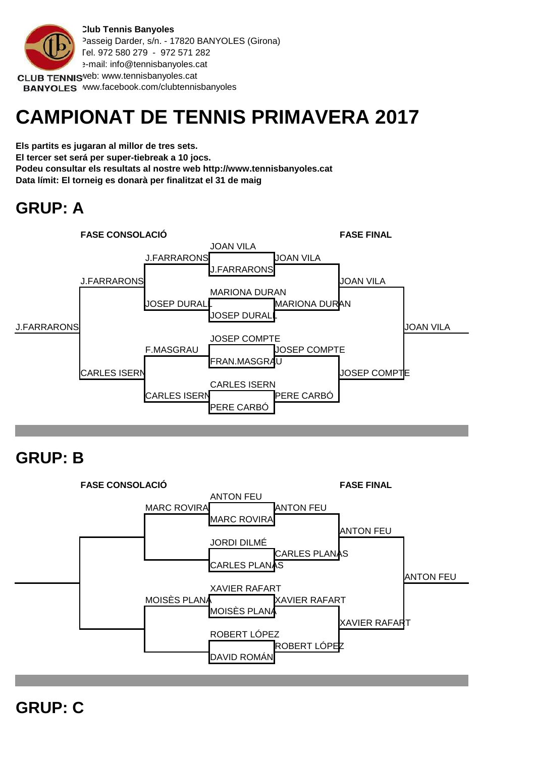**Club Tennis Banyoles**
Passeig Darder, s/n. - 17820 BANYOLES (Girona)
Tel. 972 580 279 - 972 571 282
e-mail: info@tennisbanyoles.cat
web: www.tennisbanyoles.cat
www.facebook.com/clubtennisbanyoles

CLUB TENNIS BANYOLES

# CAMPIONAT DE TENNIS PRIMAVERA 2017

**Els partits es jugaran al millor de tres sets.**
**El tercer set será per super-tiebreak a 10 jocs.**
**Podeu consultar els resultats al nostre web http://www.tennisbanyoles.cat**
**Data límit: El torneig es donarà per finalitzat el 31 de maig**

## GRUP: A

**FASE CONSOLACIÓ** | **FASE FINAL**

| Primera ronda | Guanyador final | Consolació quarts | Consolació semis | Consolació final | Campió consolació | Final semis | Campió |
|---|---|---|---|---|---|---|---|
| JOAN VILA vs J.FARRARONS | JOAN VILA | J.FARRARONS | J.FARRARONS | J.FARRARONS | J.FARRARONS | JOAN VILA | JOAN VILA |
| MARIONA DURAN vs JOSEP DURALL | MARIONA DURAN | JOSEP DURALL | | | | | |
| JOSEP COMPTE vs FRAN.MASGRAU | JOSEP COMPTE | F.MASGRAU | CARLES ISERN | | | JOSEP COMPTE | |
| CARLES ISERN vs PERE CARBÓ | PERE CARBÓ | CARLES ISERN | | | | | |

## GRUP: B

**FASE CONSOLACIÓ** | **FASE FINAL**

| Primera ronda | Guanyador | Consolació quarts | Consolació semis | Campió consolació | Final semis | Campió |
|---|---|---|---|---|---|---|
| ANTON FEU vs MARC ROVIRA | ANTON FEU | MARC ROVIRA | | | ANTON FEU | ANTON FEU |
| JORDI DILMÉ vs CARLES PLANAS | CARLES PLANAS | | | | | |
| XAVIER RAFART vs MOISÈS PLANA | XAVIER RAFART | MOISÈS PLANA | | | XAVIER RAFART | |
| ROBERT LÓPEZ vs DAVID ROMÁN | ROBERT LÓPEZ | | | | | |

## GRUP: C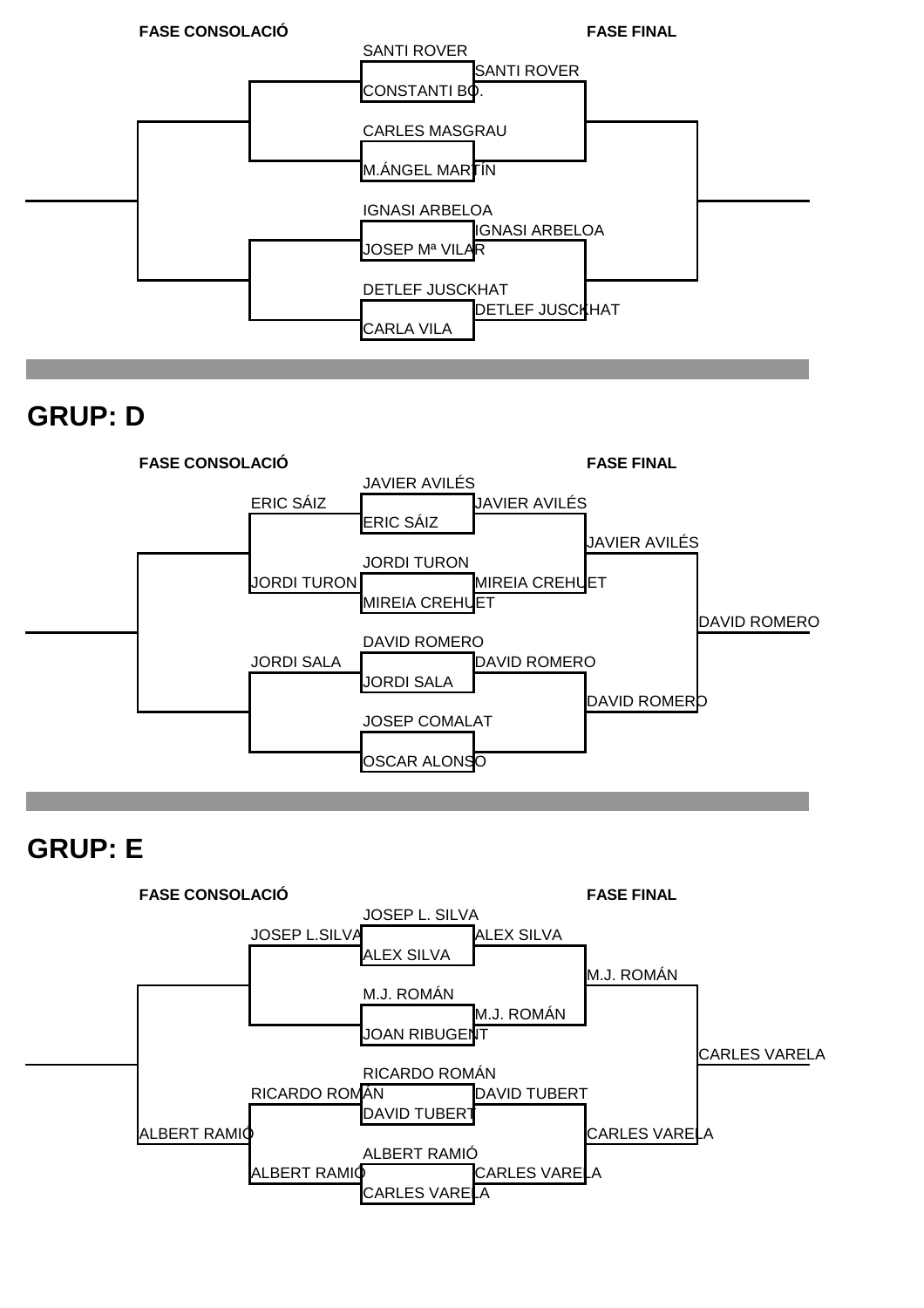**FASE CONSOLACIÓ**

**FASE FINAL**

SANTI ROVER
CONSTANTI BO.
SANTI ROVER
CARLES MASGRAU
M.ÁNGEL MARTÍN
IGNASI ARBELOA
JOSEP Mª VILAR
IGNASI ARBELOA
DETLEF JUSCKHAT
CARLA VILA
DETLEF JUSCKHAT

## GRUP: D

**FASE CONSOLACIÓ**

**FASE FINAL**

JAVIER AVILÉS
ERIC SÁIZ
ERIC SÁIZ
JAVIER AVILÉS
JORDI TURON
JORDI TURON
MIREIA CREHUET
MIREIA CREHUET
JAVIER AVILÉS
DAVID ROMERO
JORDI SALA
JORDI SALA
DAVID ROMERO
JOSEP COMALAT
OSCAR ALONSO
DAVID ROMERO
DAVID ROMERO

## GRUP: E

**FASE CONSOLACIÓ**

**FASE FINAL**

JOSEP L. SILVA
JOSEP L.SILVA
ALEX SILVA
ALEX SILVA
M.J. ROMÁN
JOAN RIBUGENT
M.J. ROMÁN
M.J. ROMÁN
RICARDO ROMÁN
RICARDO ROMÁN
DAVID TUBERT
DAVID TUBERT
ALBERT RAMIÓ
ALBERT RAMIÓ
ALBERT RAMIÓ
CARLES VARELA
CARLES VARELA
CARLES VARELA
CARLES VARELA